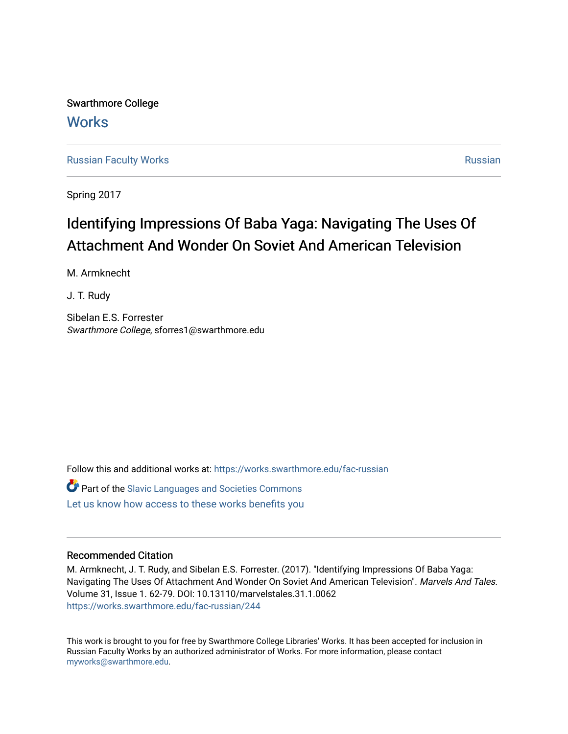Swarthmore College

# Works

Russian Faculty Works | Russian

Spring 2017

## Identifying Impressions Of Baba Yaga: Navigating The Uses Of Attachment And Wonder On Soviet And American Television

M. Armknecht

J. T. Rudy

Sibelan E.S. Forrester
*Swarthmore College*, sforres1@swarthmore.edu

Follow this and additional works at: https://works.swarthmore.edu/fac-russian

Part of the Slavic Languages and Societies Commons

Let us know how access to these works benefits you

### Recommended Citation

M. Armknecht, J. T. Rudy, and Sibelan E.S. Forrester. (2017). "Identifying Impressions Of Baba Yaga: Navigating The Uses Of Attachment And Wonder On Soviet And American Television". *Marvels And Tales*. Volume 31, Issue 1. 62-79. DOI: 10.13110/marvelstales.31.1.0062
https://works.swarthmore.edu/fac-russian/244

This work is brought to you for free by Swarthmore College Libraries' Works. It has been accepted for inclusion in Russian Faculty Works by an authorized administrator of Works. For more information, please contact myworks@swarthmore.edu.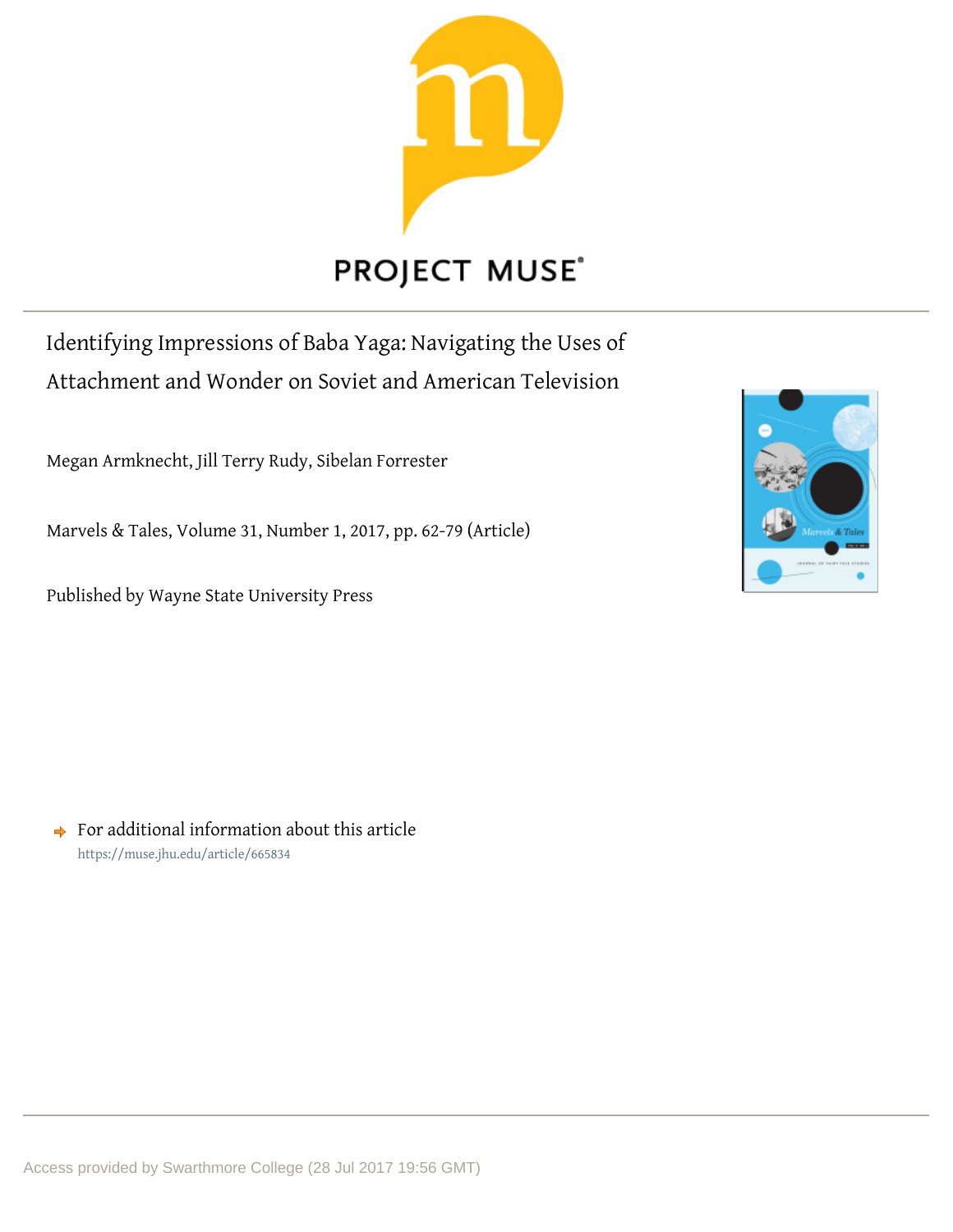PROJECT MUSE

Identifying Impressions of Baba Yaga: Navigating the Uses of Attachment and Wonder on Soviet and American Television

Megan Armknecht, Jill Terry Rudy, Sibelan Forrester

Marvels & Tales, Volume 31, Number 1, 2017, pp. 62-79 (Article)

Published by Wayne State University Press

For additional information about this article
https://muse.jhu.edu/article/665834

Access provided by Swarthmore College (28 Jul 2017 19:56 GMT)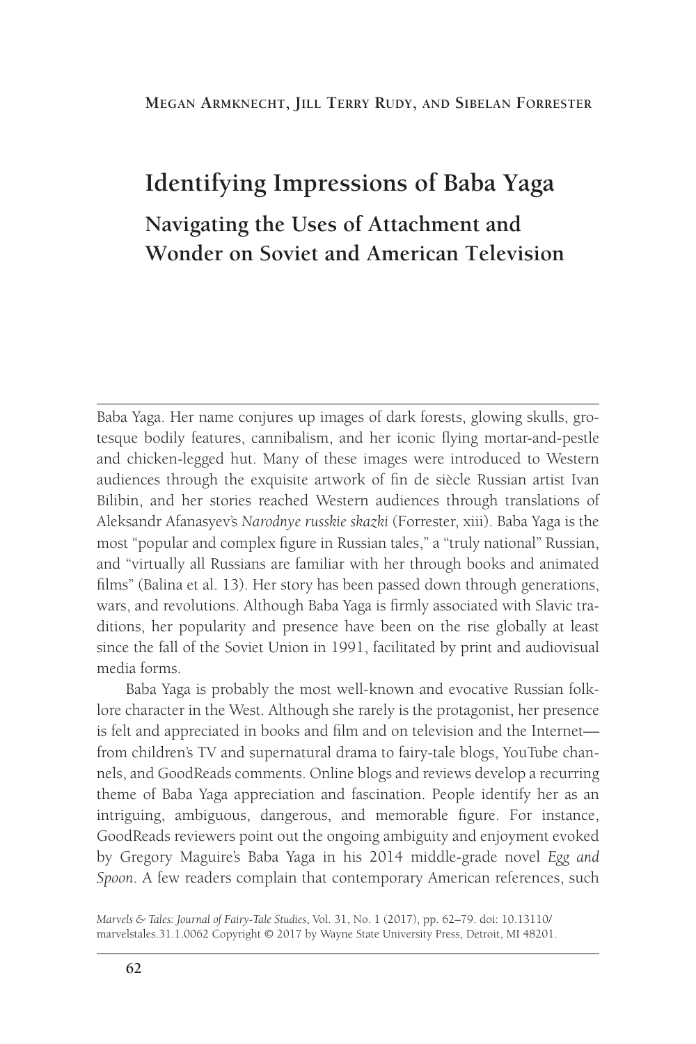Megan Armknecht, Jill Terry Rudy, and Sibelan Forrester

# Identifying Impressions of Baba Yaga

## Navigating the Uses of Attachment and Wonder on Soviet and American Television

Baba Yaga. Her name conjures up images of dark forests, glowing skulls, grotesque bodily features, cannibalism, and her iconic flying mortar-and-pestle and chicken-legged hut. Many of these images were introduced to Western audiences through the exquisite artwork of fin de siècle Russian artist Ivan Bilibin, and her stories reached Western audiences through translations of Aleksandr Afanasyev's *Narodnye russkie skazki* (Forrester, xiii). Baba Yaga is the most "popular and complex figure in Russian tales," a "truly national" Russian, and "virtually all Russians are familiar with her through books and animated films" (Balina et al. 13). Her story has been passed down through generations, wars, and revolutions. Although Baba Yaga is firmly associated with Slavic traditions, her popularity and presence have been on the rise globally at least since the fall of the Soviet Union in 1991, facilitated by print and audiovisual media forms.

Baba Yaga is probably the most well-known and evocative Russian folklore character in the West. Although she rarely is the protagonist, her presence is felt and appreciated in books and film and on television and the Internet—from children's TV and supernatural drama to fairy-tale blogs, YouTube channels, and GoodReads comments. Online blogs and reviews develop a recurring theme of Baba Yaga appreciation and fascination. People identify her as an intriguing, ambiguous, dangerous, and memorable figure. For instance, GoodReads reviewers point out the ongoing ambiguity and enjoyment evoked by Gregory Maguire's Baba Yaga in his 2014 middle-grade novel *Egg and Spoon*. A few readers complain that contemporary American references, such

*Marvels & Tales: Journal of Fairy-Tale Studies*, Vol. 31, No. 1 (2017), pp. 62–79. doi: 10.13110/marvelstales.31.1.0062 Copyright © 2017 by Wayne State University Press, Detroit, MI 48201.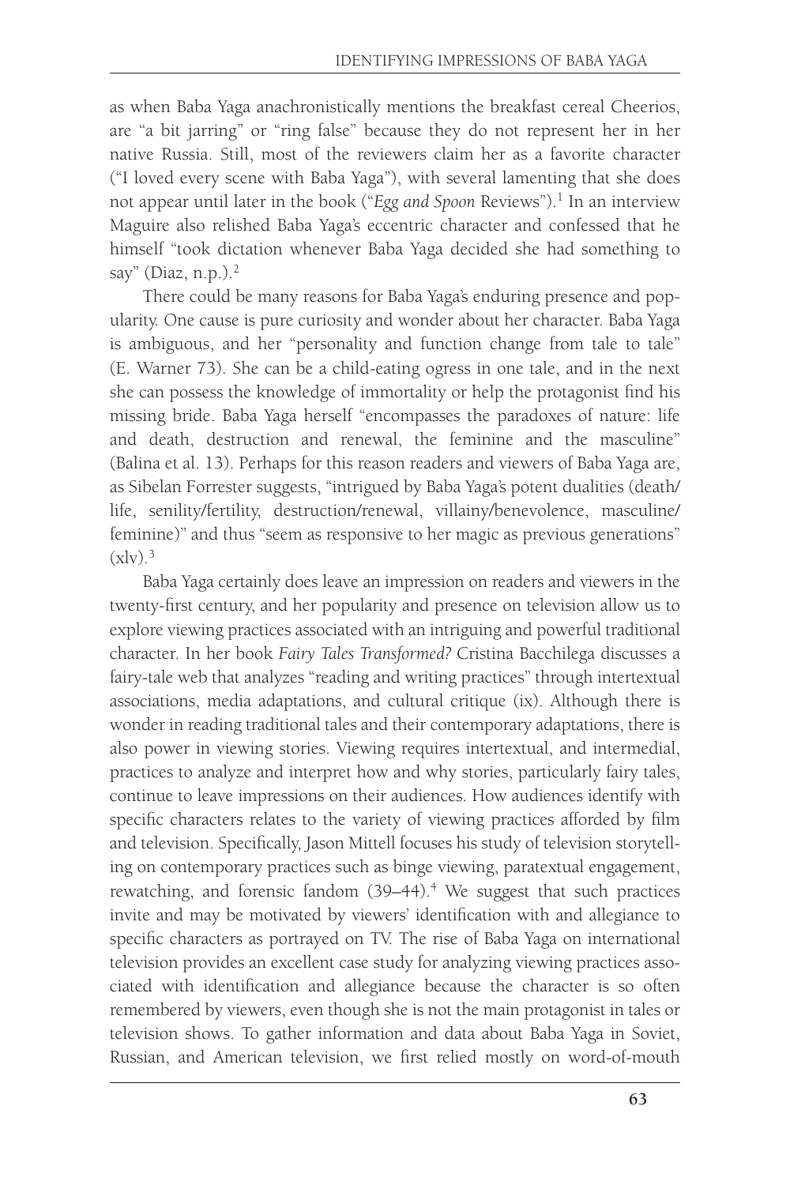as when Baba Yaga anachronistically mentions the breakfast cereal Cheerios, are "a bit jarring" or "ring false" because they do not represent her in her native Russia. Still, most of the reviewers claim her as a favorite character ("I loved every scene with Baba Yaga"), with several lamenting that she does not appear until later in the book ("*Egg and Spoon* Reviews").[1] In an interview Maguire also relished Baba Yaga's eccentric character and confessed that he himself "took dictation whenever Baba Yaga decided she had something to say" (Diaz, n.p.).[2]

There could be many reasons for Baba Yaga's enduring presence and popularity. One cause is pure curiosity and wonder about her character. Baba Yaga is ambiguous, and her "personality and function change from tale to tale" (E. Warner 73). She can be a child-eating ogress in one tale, and in the next she can possess the knowledge of immortality or help the protagonist find his missing bride. Baba Yaga herself "encompasses the paradoxes of nature: life and death, destruction and renewal, the feminine and the masculine" (Balina et al. 13). Perhaps for this reason readers and viewers of Baba Yaga are, as Sibelan Forrester suggests, "intrigued by Baba Yaga's potent dualities (death/life, senility/fertility, destruction/renewal, villainy/benevolence, masculine/feminine)" and thus "seem as responsive to her magic as previous generations" (xlv).[3]

Baba Yaga certainly does leave an impression on readers and viewers in the twenty-first century, and her popularity and presence on television allow us to explore viewing practices associated with an intriguing and powerful traditional character. In her book *Fairy Tales Transformed?* Cristina Bacchilega discusses a fairy-tale web that analyzes "reading and writing practices" through intertextual associations, media adaptations, and cultural critique (ix). Although there is wonder in reading traditional tales and their contemporary adaptations, there is also power in viewing stories. Viewing requires intertextual, and intermedial, practices to analyze and interpret how and why stories, particularly fairy tales, continue to leave impressions on their audiences. How audiences identify with specific characters relates to the variety of viewing practices afforded by film and television. Specifically, Jason Mittell focuses his study of television storytelling on contemporary practices such as binge viewing, paratextual engagement, rewatching, and forensic fandom (39–44).[4] We suggest that such practices invite and may be motivated by viewers' identification with and allegiance to specific characters as portrayed on TV. The rise of Baba Yaga on international television provides an excellent case study for analyzing viewing practices associated with identification and allegiance because the character is so often remembered by viewers, even though she is not the main protagonist in tales or television shows. To gather information and data about Baba Yaga in Soviet, Russian, and American television, we first relied mostly on word-of-mouth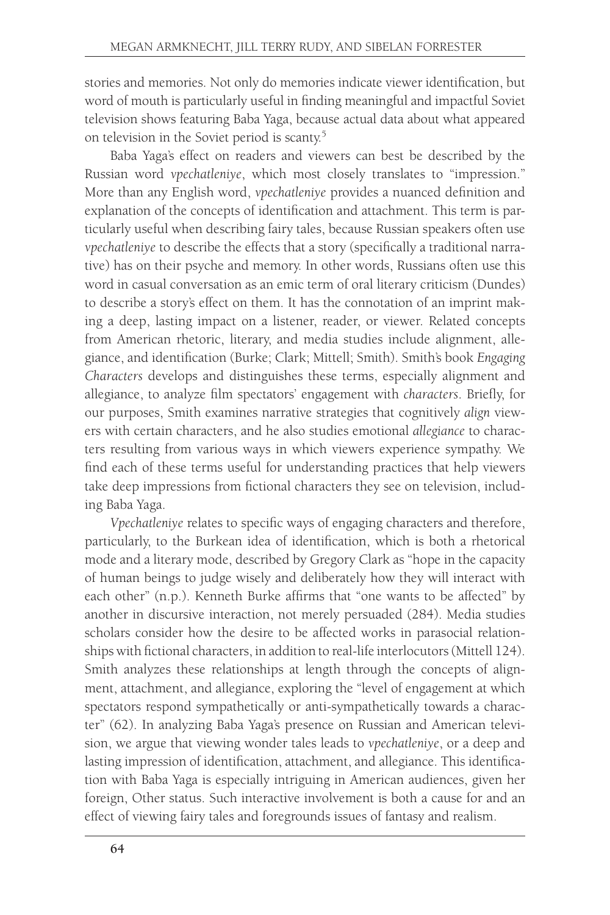stories and memories. Not only do memories indicate viewer identification, but word of mouth is particularly useful in finding meaningful and impactful Soviet television shows featuring Baba Yaga, because actual data about what appeared on television in the Soviet period is scanty.[5]

Baba Yaga's effect on readers and viewers can best be described by the Russian word *vpechatleniye*, which most closely translates to "impression." More than any English word, *vpechatleniye* provides a nuanced definition and explanation of the concepts of identification and attachment. This term is particularly useful when describing fairy tales, because Russian speakers often use *vpechatleniye* to describe the effects that a story (specifically a traditional narrative) has on their psyche and memory. In other words, Russians often use this word in casual conversation as an emic term of oral literary criticism (Dundes) to describe a story's effect on them. It has the connotation of an imprint making a deep, lasting impact on a listener, reader, or viewer. Related concepts from American rhetoric, literary, and media studies include alignment, allegiance, and identification (Burke; Clark; Mittell; Smith). Smith's book *Engaging Characters* develops and distinguishes these terms, especially alignment and allegiance, to analyze film spectators' engagement with *characters*. Briefly, for our purposes, Smith examines narrative strategies that cognitively *align* viewers with certain characters, and he also studies emotional *allegiance* to characters resulting from various ways in which viewers experience sympathy. We find each of these terms useful for understanding practices that help viewers take deep impressions from fictional characters they see on television, including Baba Yaga.

*Vpechatleniye* relates to specific ways of engaging characters and therefore, particularly, to the Burkean idea of identification, which is both a rhetorical mode and a literary mode, described by Gregory Clark as "hope in the capacity of human beings to judge wisely and deliberately how they will interact with each other" (n.p.). Kenneth Burke affirms that "one wants to be affected" by another in discursive interaction, not merely persuaded (284). Media studies scholars consider how the desire to be affected works in parasocial relationships with fictional characters, in addition to real-life interlocutors (Mittell 124). Smith analyzes these relationships at length through the concepts of alignment, attachment, and allegiance, exploring the "level of engagement at which spectators respond sympathetically or anti-sympathetically towards a character" (62). In analyzing Baba Yaga's presence on Russian and American television, we argue that viewing wonder tales leads to *vpechatleniye*, or a deep and lasting impression of identification, attachment, and allegiance. This identification with Baba Yaga is especially intriguing in American audiences, given her foreign, Other status. Such interactive involvement is both a cause for and an effect of viewing fairy tales and foregrounds issues of fantasy and realism.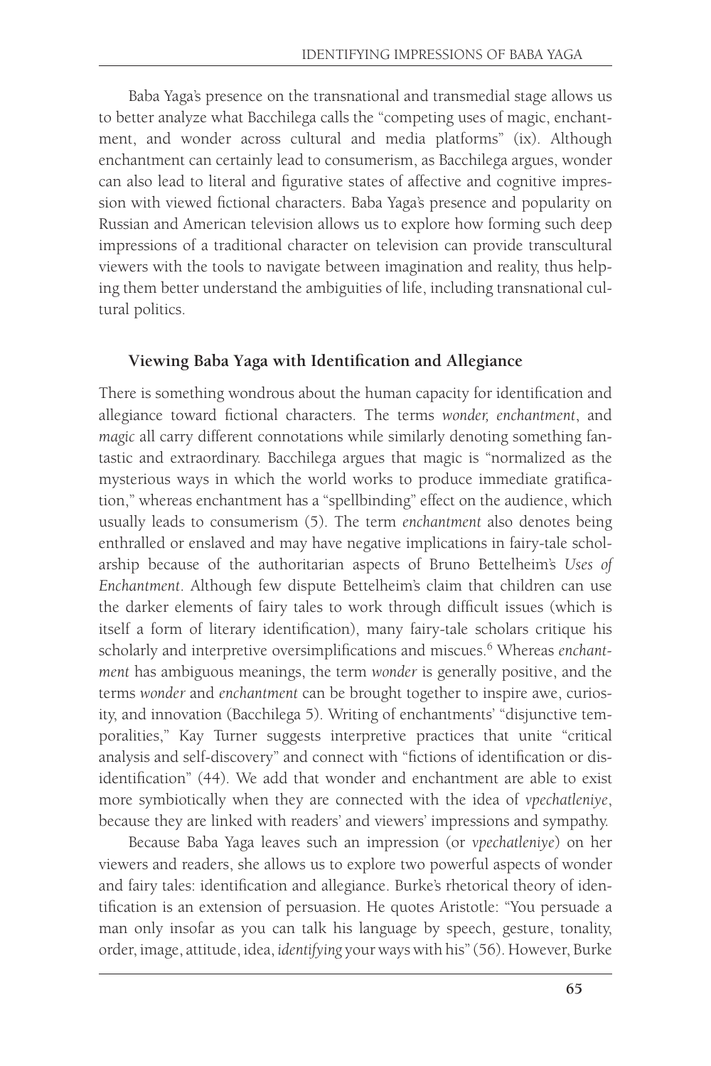Baba Yaga's presence on the transnational and transmedial stage allows us to better analyze what Bacchilega calls the "competing uses of magic, enchantment, and wonder across cultural and media platforms" (ix). Although enchantment can certainly lead to consumerism, as Bacchilega argues, wonder can also lead to literal and figurative states of affective and cognitive impression with viewed fictional characters. Baba Yaga's presence and popularity on Russian and American television allows us to explore how forming such deep impressions of a traditional character on television can provide transcultural viewers with the tools to navigate between imagination and reality, thus helping them better understand the ambiguities of life, including transnational cultural politics.

### Viewing Baba Yaga with Identification and Allegiance

There is something wondrous about the human capacity for identification and allegiance toward fictional characters. The terms *wonder, enchantment*, and *magic* all carry different connotations while similarly denoting something fantastic and extraordinary. Bacchilega argues that magic is "normalized as the mysterious ways in which the world works to produce immediate gratification," whereas enchantment has a "spellbinding" effect on the audience, which usually leads to consumerism (5). The term *enchantment* also denotes being enthralled or enslaved and may have negative implications in fairy-tale scholarship because of the authoritarian aspects of Bruno Bettelheim's *Uses of Enchantment*. Although few dispute Bettelheim's claim that children can use the darker elements of fairy tales to work through difficult issues (which is itself a form of literary identification), many fairy-tale scholars critique his scholarly and interpretive oversimplifications and miscues.[6] Whereas *enchantment* has ambiguous meanings, the term *wonder* is generally positive, and the terms *wonder* and *enchantment* can be brought together to inspire awe, curiosity, and innovation (Bacchilega 5). Writing of enchantments' "disjunctive temporalities," Kay Turner suggests interpretive practices that unite "critical analysis and self-discovery" and connect with "fictions of identification or disidentification" (44). We add that wonder and enchantment are able to exist more symbiotically when they are connected with the idea of *vpechatleniye*, because they are linked with readers' and viewers' impressions and sympathy.

Because Baba Yaga leaves such an impression (or *vpechatleniye*) on her viewers and readers, she allows us to explore two powerful aspects of wonder and fairy tales: identification and allegiance. Burke's rhetorical theory of identification is an extension of persuasion. He quotes Aristotle: "You persuade a man only insofar as you can talk his language by speech, gesture, tonality, order, image, attitude, idea, *identifying* your ways with his" (56). However, Burke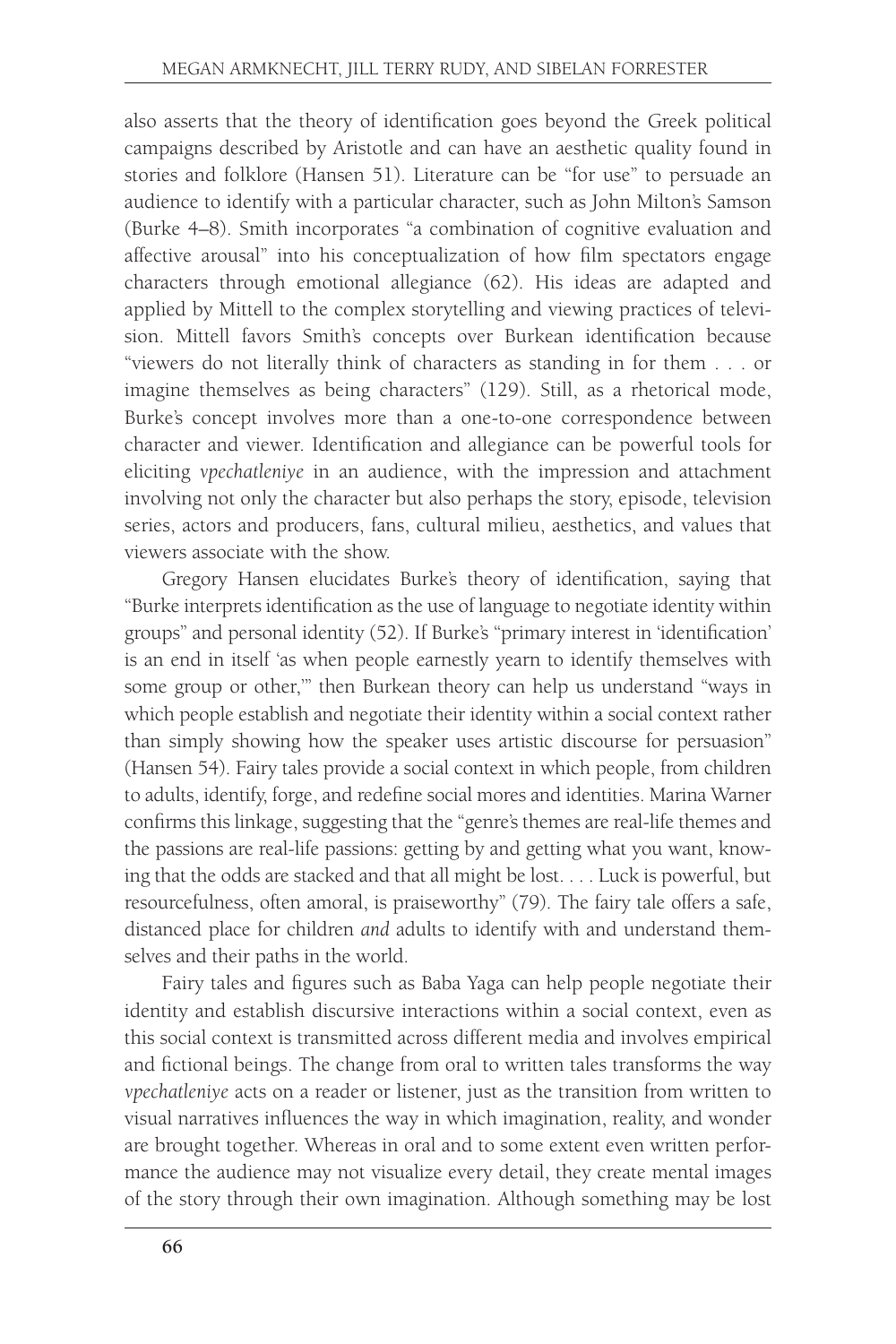also asserts that the theory of identification goes beyond the Greek political campaigns described by Aristotle and can have an aesthetic quality found in stories and folklore (Hansen 51). Literature can be "for use" to persuade an audience to identify with a particular character, such as John Milton's Samson (Burke 4–8). Smith incorporates "a combination of cognitive evaluation and affective arousal" into his conceptualization of how film spectators engage characters through emotional allegiance (62). His ideas are adapted and applied by Mittell to the complex storytelling and viewing practices of television. Mittell favors Smith's concepts over Burkean identification because "viewers do not literally think of characters as standing in for them . . . or imagine themselves as being characters" (129). Still, as a rhetorical mode, Burke's concept involves more than a one-to-one correspondence between character and viewer. Identification and allegiance can be powerful tools for eliciting *vpechatleniye* in an audience, with the impression and attachment involving not only the character but also perhaps the story, episode, television series, actors and producers, fans, cultural milieu, aesthetics, and values that viewers associate with the show.

Gregory Hansen elucidates Burke's theory of identification, saying that "Burke interprets identification as the use of language to negotiate identity within groups" and personal identity (52). If Burke's "primary interest in 'identification' is an end in itself 'as when people earnestly yearn to identify themselves with some group or other,'" then Burkean theory can help us understand "ways in which people establish and negotiate their identity within a social context rather than simply showing how the speaker uses artistic discourse for persuasion" (Hansen 54). Fairy tales provide a social context in which people, from children to adults, identify, forge, and redefine social mores and identities. Marina Warner confirms this linkage, suggesting that the "genre's themes are real-life themes and the passions are real-life passions: getting by and getting what you want, knowing that the odds are stacked and that all might be lost. . . . Luck is powerful, but resourcefulness, often amoral, is praiseworthy" (79). The fairy tale offers a safe, distanced place for children *and* adults to identify with and understand themselves and their paths in the world.

Fairy tales and figures such as Baba Yaga can help people negotiate their identity and establish discursive interactions within a social context, even as this social context is transmitted across different media and involves empirical and fictional beings. The change from oral to written tales transforms the way *vpechatleniye* acts on a reader or listener, just as the transition from written to visual narratives influences the way in which imagination, reality, and wonder are brought together. Whereas in oral and to some extent even written performance the audience may not visualize every detail, they create mental images of the story through their own imagination. Although something may be lost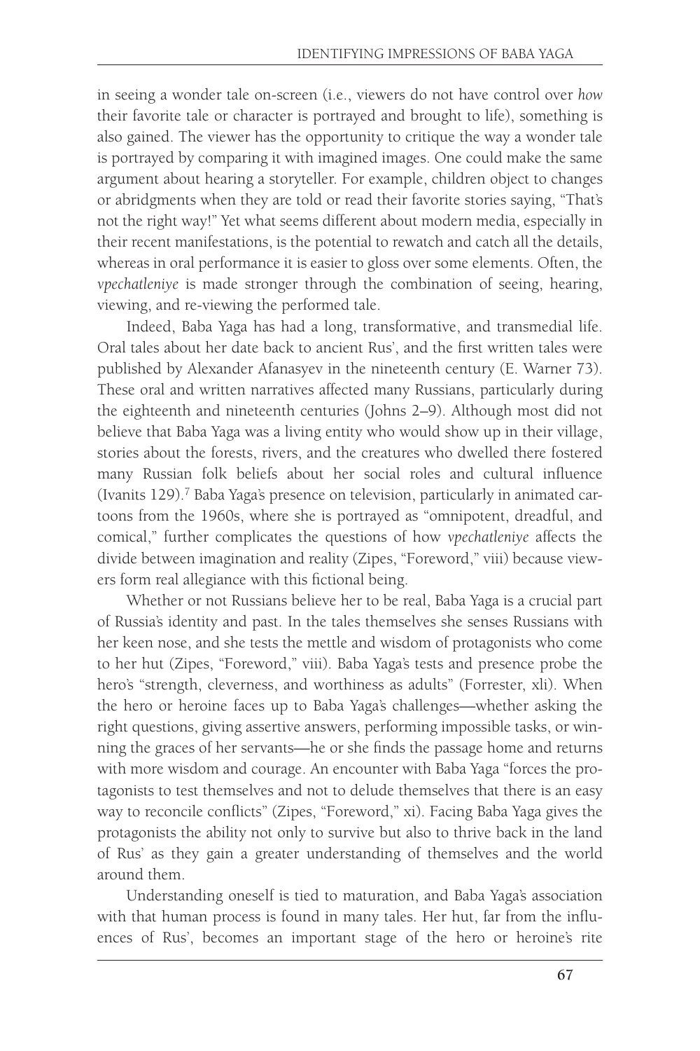in seeing a wonder tale on-screen (i.e., viewers do not have control over *how* their favorite tale or character is portrayed and brought to life), something is also gained. The viewer has the opportunity to critique the way a wonder tale is portrayed by comparing it with imagined images. One could make the same argument about hearing a storyteller. For example, children object to changes or abridgments when they are told or read their favorite stories saying, "That's not the right way!" Yet what seems different about modern media, especially in their recent manifestations, is the potential to rewatch and catch all the details, whereas in oral performance it is easier to gloss over some elements. Often, the *vpechatleniye* is made stronger through the combination of seeing, hearing, viewing, and re-viewing the performed tale.

Indeed, Baba Yaga has had a long, transformative, and transmedial life. Oral tales about her date back to ancient Rus', and the first written tales were published by Alexander Afanasyev in the nineteenth century (E. Warner 73). These oral and written narratives affected many Russians, particularly during the eighteenth and nineteenth centuries (Johns 2–9). Although most did not believe that Baba Yaga was a living entity who would show up in their village, stories about the forests, rivers, and the creatures who dwelled there fostered many Russian folk beliefs about her social roles and cultural influence (Ivanits 129).[7] Baba Yaga's presence on television, particularly in animated cartoons from the 1960s, where she is portrayed as "omnipotent, dreadful, and comical," further complicates the questions of how *vpechatleniye* affects the divide between imagination and reality (Zipes, "Foreword," viii) because viewers form real allegiance with this fictional being.

Whether or not Russians believe her to be real, Baba Yaga is a crucial part of Russia's identity and past. In the tales themselves she senses Russians with her keen nose, and she tests the mettle and wisdom of protagonists who come to her hut (Zipes, "Foreword," viii). Baba Yaga's tests and presence probe the hero's "strength, cleverness, and worthiness as adults" (Forrester, xli). When the hero or heroine faces up to Baba Yaga's challenges—whether asking the right questions, giving assertive answers, performing impossible tasks, or winning the graces of her servants—he or she finds the passage home and returns with more wisdom and courage. An encounter with Baba Yaga "forces the protagonists to test themselves and not to delude themselves that there is an easy way to reconcile conflicts" (Zipes, "Foreword," xi). Facing Baba Yaga gives the protagonists the ability not only to survive but also to thrive back in the land of Rus' as they gain a greater understanding of themselves and the world around them.

Understanding oneself is tied to maturation, and Baba Yaga's association with that human process is found in many tales. Her hut, far from the influences of Rus', becomes an important stage of the hero or heroine's rite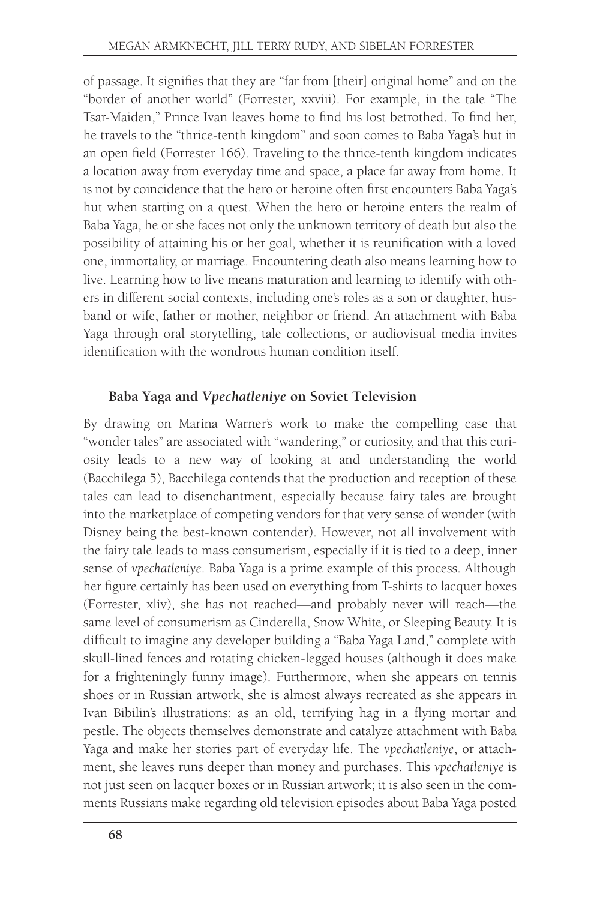of passage. It signifies that they are "far from [their] original home" and on the "border of another world" (Forrester, xxviii). For example, in the tale "The Tsar-Maiden," Prince Ivan leaves home to find his lost betrothed. To find her, he travels to the "thrice-tenth kingdom" and soon comes to Baba Yaga's hut in an open field (Forrester 166). Traveling to the thrice-tenth kingdom indicates a location away from everyday time and space, a place far away from home. It is not by coincidence that the hero or heroine often first encounters Baba Yaga's hut when starting on a quest. When the hero or heroine enters the realm of Baba Yaga, he or she faces not only the unknown territory of death but also the possibility of attaining his or her goal, whether it is reunification with a loved one, immortality, or marriage. Encountering death also means learning how to live. Learning how to live means maturation and learning to identify with others in different social contexts, including one's roles as a son or daughter, husband or wife, father or mother, neighbor or friend. An attachment with Baba Yaga through oral storytelling, tale collections, or audiovisual media invites identification with the wondrous human condition itself.

### Baba Yaga and *Vpechatleniye* on Soviet Television

By drawing on Marina Warner's work to make the compelling case that "wonder tales" are associated with "wandering," or curiosity, and that this curiosity leads to a new way of looking at and understanding the world (Bacchilega 5), Bacchilega contends that the production and reception of these tales can lead to disenchantment, especially because fairy tales are brought into the marketplace of competing vendors for that very sense of wonder (with Disney being the best-known contender). However, not all involvement with the fairy tale leads to mass consumerism, especially if it is tied to a deep, inner sense of *vpechatleniye*. Baba Yaga is a prime example of this process. Although her figure certainly has been used on everything from T-shirts to lacquer boxes (Forrester, xliv), she has not reached—and probably never will reach—the same level of consumerism as Cinderella, Snow White, or Sleeping Beauty. It is difficult to imagine any developer building a "Baba Yaga Land," complete with skull-lined fences and rotating chicken-legged houses (although it does make for a frighteningly funny image). Furthermore, when she appears on tennis shoes or in Russian artwork, she is almost always recreated as she appears in Ivan Bibilin's illustrations: as an old, terrifying hag in a flying mortar and pestle. The objects themselves demonstrate and catalyze attachment with Baba Yaga and make her stories part of everyday life. The *vpechatleniye*, or attachment, she leaves runs deeper than money and purchases. This *vpechatleniye* is not just seen on lacquer boxes or in Russian artwork; it is also seen in the comments Russians make regarding old television episodes about Baba Yaga posted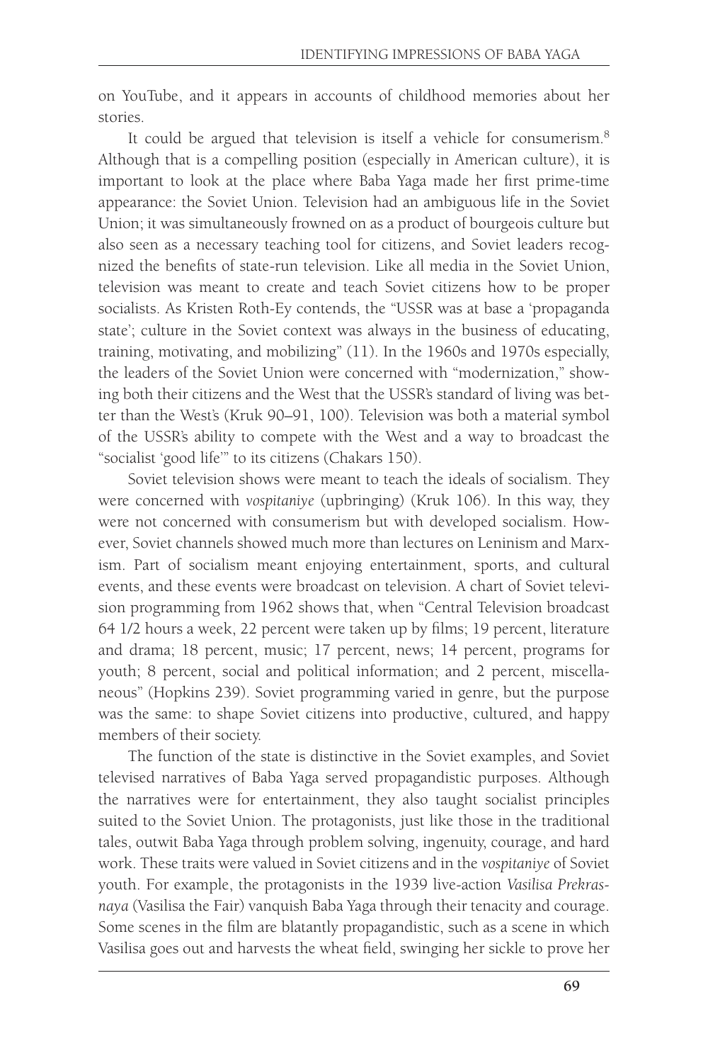on YouTube, and it appears in accounts of childhood memories about her stories.

It could be argued that television is itself a vehicle for consumerism.[8] Although that is a compelling position (especially in American culture), it is important to look at the place where Baba Yaga made her first prime-time appearance: the Soviet Union. Television had an ambiguous life in the Soviet Union; it was simultaneously frowned on as a product of bourgeois culture but also seen as a necessary teaching tool for citizens, and Soviet leaders recognized the benefits of state-run television. Like all media in the Soviet Union, television was meant to create and teach Soviet citizens how to be proper socialists. As Kristen Roth-Ey contends, the "USSR was at base a 'propaganda state'; culture in the Soviet context was always in the business of educating, training, motivating, and mobilizing" (11). In the 1960s and 1970s especially, the leaders of the Soviet Union were concerned with "modernization," showing both their citizens and the West that the USSR's standard of living was better than the West's (Kruk 90–91, 100). Television was both a material symbol of the USSR's ability to compete with the West and a way to broadcast the "socialist 'good life'" to its citizens (Chakars 150).

Soviet television shows were meant to teach the ideals of socialism. They were concerned with *vospitaniye* (upbringing) (Kruk 106). In this way, they were not concerned with consumerism but with developed socialism. However, Soviet channels showed much more than lectures on Leninism and Marxism. Part of socialism meant enjoying entertainment, sports, and cultural events, and these events were broadcast on television. A chart of Soviet television programming from 1962 shows that, when "Central Television broadcast 64 1/2 hours a week, 22 percent were taken up by films; 19 percent, literature and drama; 18 percent, music; 17 percent, news; 14 percent, programs for youth; 8 percent, social and political information; and 2 percent, miscellaneous" (Hopkins 239). Soviet programming varied in genre, but the purpose was the same: to shape Soviet citizens into productive, cultured, and happy members of their society.

The function of the state is distinctive in the Soviet examples, and Soviet televised narratives of Baba Yaga served propagandistic purposes. Although the narratives were for entertainment, they also taught socialist principles suited to the Soviet Union. The protagonists, just like those in the traditional tales, outwit Baba Yaga through problem solving, ingenuity, courage, and hard work. These traits were valued in Soviet citizens and in the *vospitaniye* of Soviet youth. For example, the protagonists in the 1939 live-action *Vasilisa Prekrasnaya* (Vasilisa the Fair) vanquish Baba Yaga through their tenacity and courage. Some scenes in the film are blatantly propagandistic, such as a scene in which Vasilisa goes out and harvests the wheat field, swinging her sickle to prove her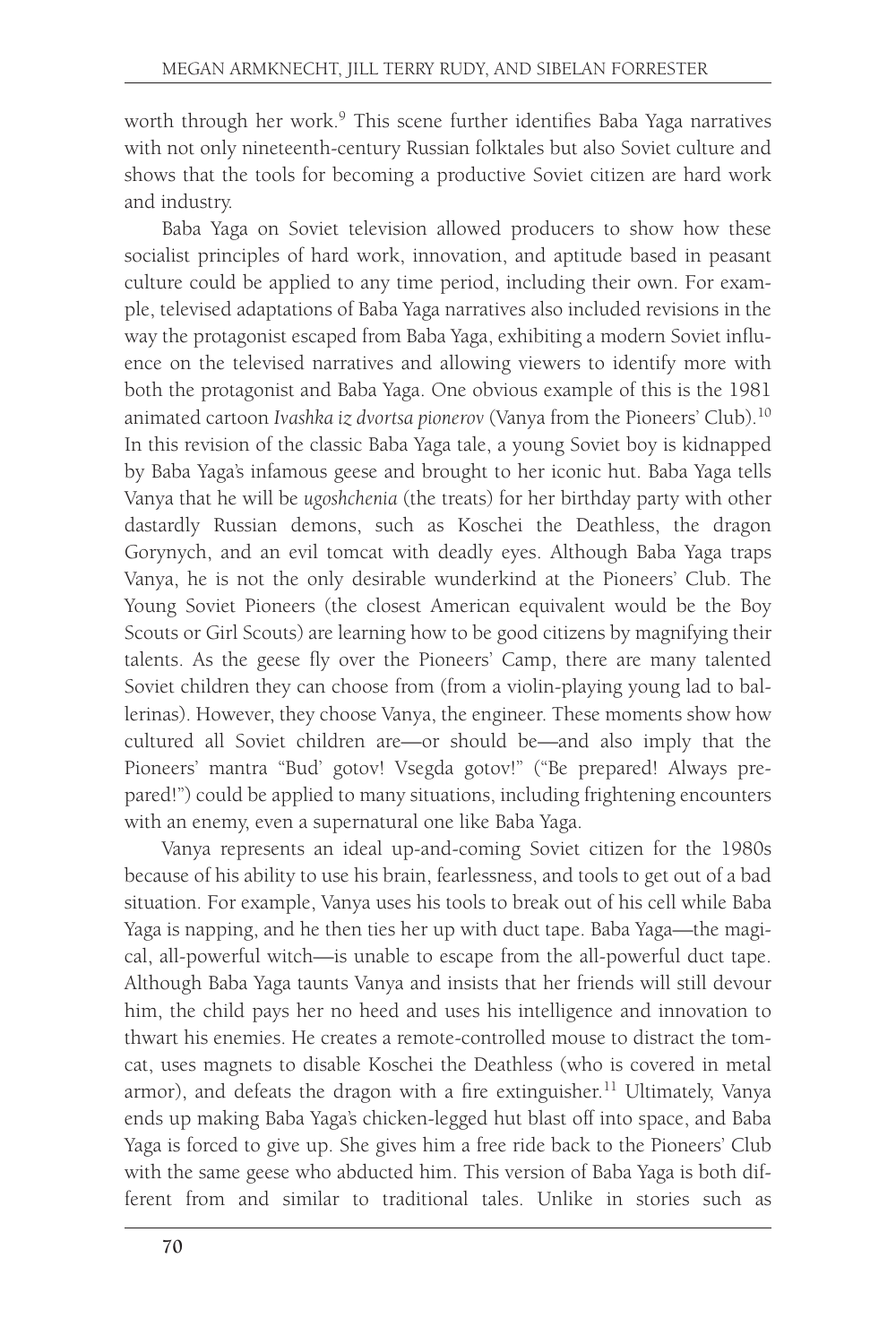worth through her work.[9] This scene further identifies Baba Yaga narratives with not only nineteenth-century Russian folktales but also Soviet culture and shows that the tools for becoming a productive Soviet citizen are hard work and industry.

Baba Yaga on Soviet television allowed producers to show how these socialist principles of hard work, innovation, and aptitude based in peasant culture could be applied to any time period, including their own. For example, televised adaptations of Baba Yaga narratives also included revisions in the way the protagonist escaped from Baba Yaga, exhibiting a modern Soviet influence on the televised narratives and allowing viewers to identify more with both the protagonist and Baba Yaga. One obvious example of this is the 1981 animated cartoon *Ivashka iz dvortsa pionerov* (Vanya from the Pioneers' Club).[10] In this revision of the classic Baba Yaga tale, a young Soviet boy is kidnapped by Baba Yaga's infamous geese and brought to her iconic hut. Baba Yaga tells Vanya that he will be *ugoshchenia* (the treats) for her birthday party with other dastardly Russian demons, such as Koschei the Deathless, the dragon Gorynych, and an evil tomcat with deadly eyes. Although Baba Yaga traps Vanya, he is not the only desirable wunderkind at the Pioneers' Club. The Young Soviet Pioneers (the closest American equivalent would be the Boy Scouts or Girl Scouts) are learning how to be good citizens by magnifying their talents. As the geese fly over the Pioneers' Camp, there are many talented Soviet children they can choose from (from a violin-playing young lad to ballerinas). However, they choose Vanya, the engineer. These moments show how cultured all Soviet children are—or should be—and also imply that the Pioneers' mantra "Bud' gotov! Vsegda gotov!" ("Be prepared! Always prepared!") could be applied to many situations, including frightening encounters with an enemy, even a supernatural one like Baba Yaga.

Vanya represents an ideal up-and-coming Soviet citizen for the 1980s because of his ability to use his brain, fearlessness, and tools to get out of a bad situation. For example, Vanya uses his tools to break out of his cell while Baba Yaga is napping, and he then ties her up with duct tape. Baba Yaga—the magical, all-powerful witch—is unable to escape from the all-powerful duct tape. Although Baba Yaga taunts Vanya and insists that her friends will still devour him, the child pays her no heed and uses his intelligence and innovation to thwart his enemies. He creates a remote-controlled mouse to distract the tomcat, uses magnets to disable Koschei the Deathless (who is covered in metal armor), and defeats the dragon with a fire extinguisher.[11] Ultimately, Vanya ends up making Baba Yaga's chicken-legged hut blast off into space, and Baba Yaga is forced to give up. She gives him a free ride back to the Pioneers' Club with the same geese who abducted him. This version of Baba Yaga is both different from and similar to traditional tales. Unlike in stories such as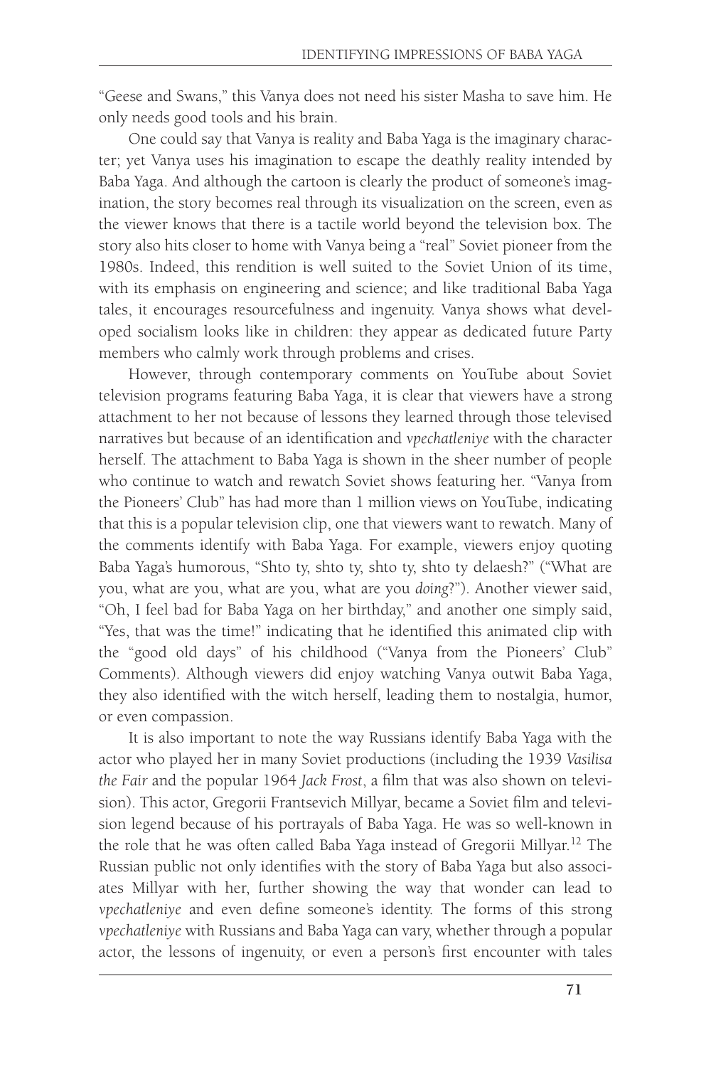"Geese and Swans," this Vanya does not need his sister Masha to save him. He only needs good tools and his brain.

One could say that Vanya is reality and Baba Yaga is the imaginary character; yet Vanya uses his imagination to escape the deathly reality intended by Baba Yaga. And although the cartoon is clearly the product of someone's imagination, the story becomes real through its visualization on the screen, even as the viewer knows that there is a tactile world beyond the television box. The story also hits closer to home with Vanya being a "real" Soviet pioneer from the 1980s. Indeed, this rendition is well suited to the Soviet Union of its time, with its emphasis on engineering and science; and like traditional Baba Yaga tales, it encourages resourcefulness and ingenuity. Vanya shows what developed socialism looks like in children: they appear as dedicated future Party members who calmly work through problems and crises.

However, through contemporary comments on YouTube about Soviet television programs featuring Baba Yaga, it is clear that viewers have a strong attachment to her not because of lessons they learned through those televised narratives but because of an identification and *vpechatleniye* with the character herself. The attachment to Baba Yaga is shown in the sheer number of people who continue to watch and rewatch Soviet shows featuring her. "Vanya from the Pioneers' Club" has had more than 1 million views on YouTube, indicating that this is a popular television clip, one that viewers want to rewatch. Many of the comments identify with Baba Yaga. For example, viewers enjoy quoting Baba Yaga's humorous, "Shto ty, shto ty, shto ty, shto ty delaesh?" ("What are you, what are you, what are you, what are you *doing*?"). Another viewer said, "Oh, I feel bad for Baba Yaga on her birthday," and another one simply said, "Yes, that was the time!" indicating that he identified this animated clip with the "good old days" of his childhood ("Vanya from the Pioneers' Club" Comments). Although viewers did enjoy watching Vanya outwit Baba Yaga, they also identified with the witch herself, leading them to nostalgia, humor, or even compassion.

It is also important to note the way Russians identify Baba Yaga with the actor who played her in many Soviet productions (including the 1939 *Vasilisa the Fair* and the popular 1964 *Jack Frost*, a film that was also shown on television). This actor, Gregorii Frantsevich Millyar, became a Soviet film and television legend because of his portrayals of Baba Yaga. He was so well-known in the role that he was often called Baba Yaga instead of Gregorii Millyar.[12] The Russian public not only identifies with the story of Baba Yaga but also associates Millyar with her, further showing the way that wonder can lead to *vpechatleniye* and even define someone's identity. The forms of this strong *vpechatleniye* with Russians and Baba Yaga can vary, whether through a popular actor, the lessons of ingenuity, or even a person's first encounter with tales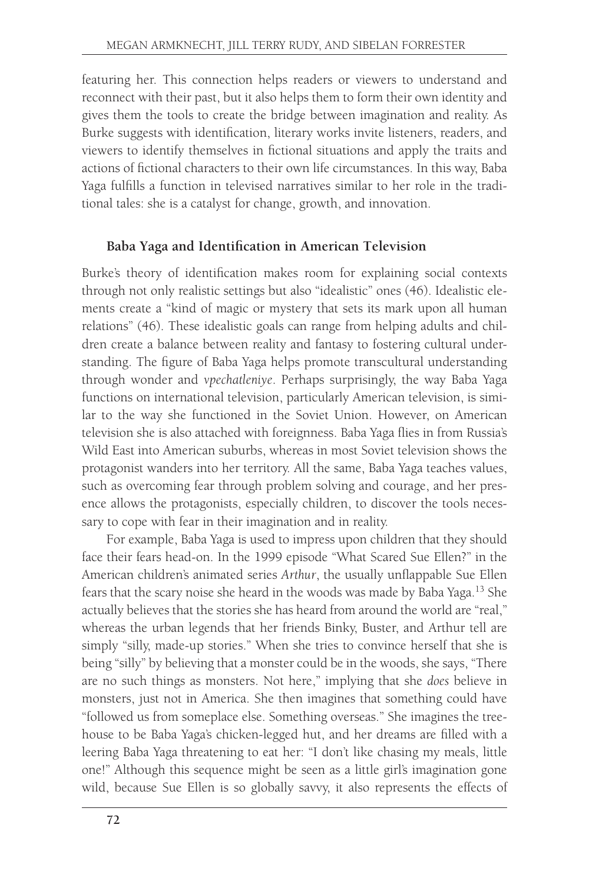featuring her. This connection helps readers or viewers to understand and reconnect with their past, but it also helps them to form their own identity and gives them the tools to create the bridge between imagination and reality. As Burke suggests with identification, literary works invite listeners, readers, and viewers to identify themselves in fictional situations and apply the traits and actions of fictional characters to their own life circumstances. In this way, Baba Yaga fulfills a function in televised narratives similar to her role in the traditional tales: she is a catalyst for change, growth, and innovation.

## Baba Yaga and Identification in American Television

Burke's theory of identification makes room for explaining social contexts through not only realistic settings but also "idealistic" ones (46). Idealistic elements create a "kind of magic or mystery that sets its mark upon all human relations" (46). These idealistic goals can range from helping adults and children create a balance between reality and fantasy to fostering cultural understanding. The figure of Baba Yaga helps promote transcultural understanding through wonder and *vpechatleniye*. Perhaps surprisingly, the way Baba Yaga functions on international television, particularly American television, is similar to the way she functioned in the Soviet Union. However, on American television she is also attached with foreignness. Baba Yaga flies in from Russia's Wild East into American suburbs, whereas in most Soviet television shows the protagonist wanders into her territory. All the same, Baba Yaga teaches values, such as overcoming fear through problem solving and courage, and her presence allows the protagonists, especially children, to discover the tools necessary to cope with fear in their imagination and in reality.

For example, Baba Yaga is used to impress upon children that they should face their fears head-on. In the 1999 episode "What Scared Sue Ellen?" in the American children's animated series *Arthur*, the usually unflappable Sue Ellen fears that the scary noise she heard in the woods was made by Baba Yaga.[13] She actually believes that the stories she has heard from around the world are "real," whereas the urban legends that her friends Binky, Buster, and Arthur tell are simply "silly, made-up stories." When she tries to convince herself that she is being "silly" by believing that a monster could be in the woods, she says, "There are no such things as monsters. Not here," implying that she *does* believe in monsters, just not in America. She then imagines that something could have "followed us from someplace else. Something overseas." She imagines the treehouse to be Baba Yaga's chicken-legged hut, and her dreams are filled with a leering Baba Yaga threatening to eat her: "I don't like chasing my meals, little one!" Although this sequence might be seen as a little girl's imagination gone wild, because Sue Ellen is so globally savvy, it also represents the effects of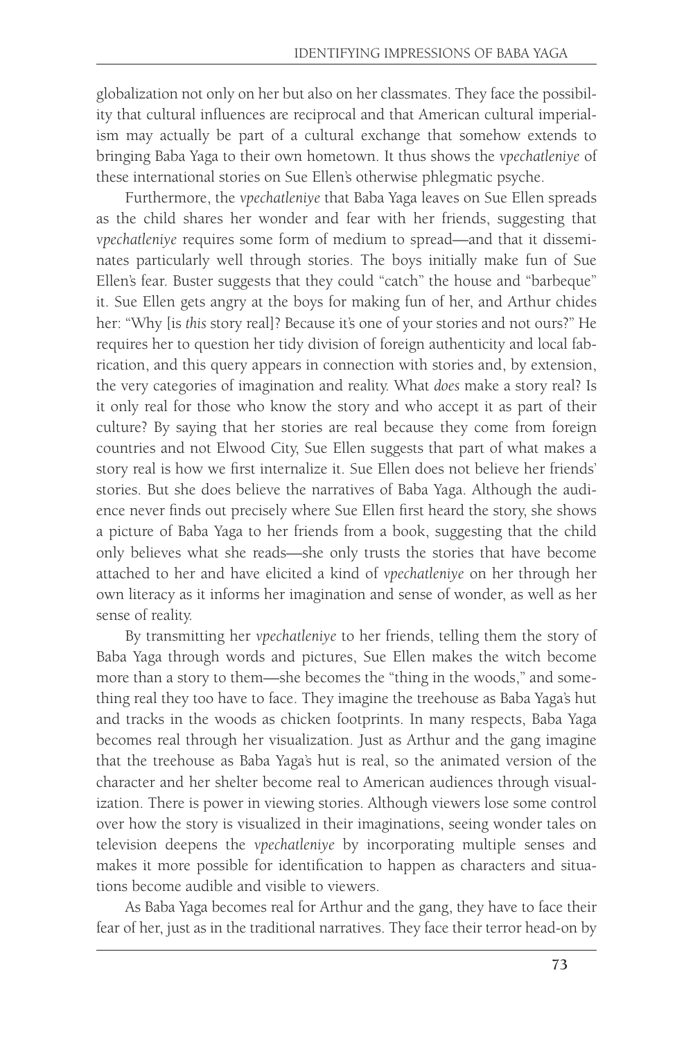globalization not only on her but also on her classmates. They face the possibility that cultural influences are reciprocal and that American cultural imperialism may actually be part of a cultural exchange that somehow extends to bringing Baba Yaga to their own hometown. It thus shows the *vpechatleniye* of these international stories on Sue Ellen's otherwise phlegmatic psyche.

Furthermore, the *vpechatleniye* that Baba Yaga leaves on Sue Ellen spreads as the child shares her wonder and fear with her friends, suggesting that *vpechatleniye* requires some form of medium to spread—and that it disseminates particularly well through stories. The boys initially make fun of Sue Ellen's fear. Buster suggests that they could "catch" the house and "barbeque" it. Sue Ellen gets angry at the boys for making fun of her, and Arthur chides her: "Why [is *this* story real]? Because it's one of your stories and not ours?" He requires her to question her tidy division of foreign authenticity and local fabrication, and this query appears in connection with stories and, by extension, the very categories of imagination and reality. What *does* make a story real? Is it only real for those who know the story and who accept it as part of their culture? By saying that her stories are real because they come from foreign countries and not Elwood City, Sue Ellen suggests that part of what makes a story real is how we first internalize it. Sue Ellen does not believe her friends' stories. But she does believe the narratives of Baba Yaga. Although the audience never finds out precisely where Sue Ellen first heard the story, she shows a picture of Baba Yaga to her friends from a book, suggesting that the child only believes what she reads—she only trusts the stories that have become attached to her and have elicited a kind of *vpechatleniye* on her through her own literacy as it informs her imagination and sense of wonder, as well as her sense of reality.

By transmitting her *vpechatleniye* to her friends, telling them the story of Baba Yaga through words and pictures, Sue Ellen makes the witch become more than a story to them—she becomes the "thing in the woods," and something real they too have to face. They imagine the treehouse as Baba Yaga's hut and tracks in the woods as chicken footprints. In many respects, Baba Yaga becomes real through her visualization. Just as Arthur and the gang imagine that the treehouse as Baba Yaga's hut is real, so the animated version of the character and her shelter become real to American audiences through visualization. There is power in viewing stories. Although viewers lose some control over how the story is visualized in their imaginations, seeing wonder tales on television deepens the *vpechatleniye* by incorporating multiple senses and makes it more possible for identification to happen as characters and situations become audible and visible to viewers.

As Baba Yaga becomes real for Arthur and the gang, they have to face their fear of her, just as in the traditional narratives. They face their terror head-on by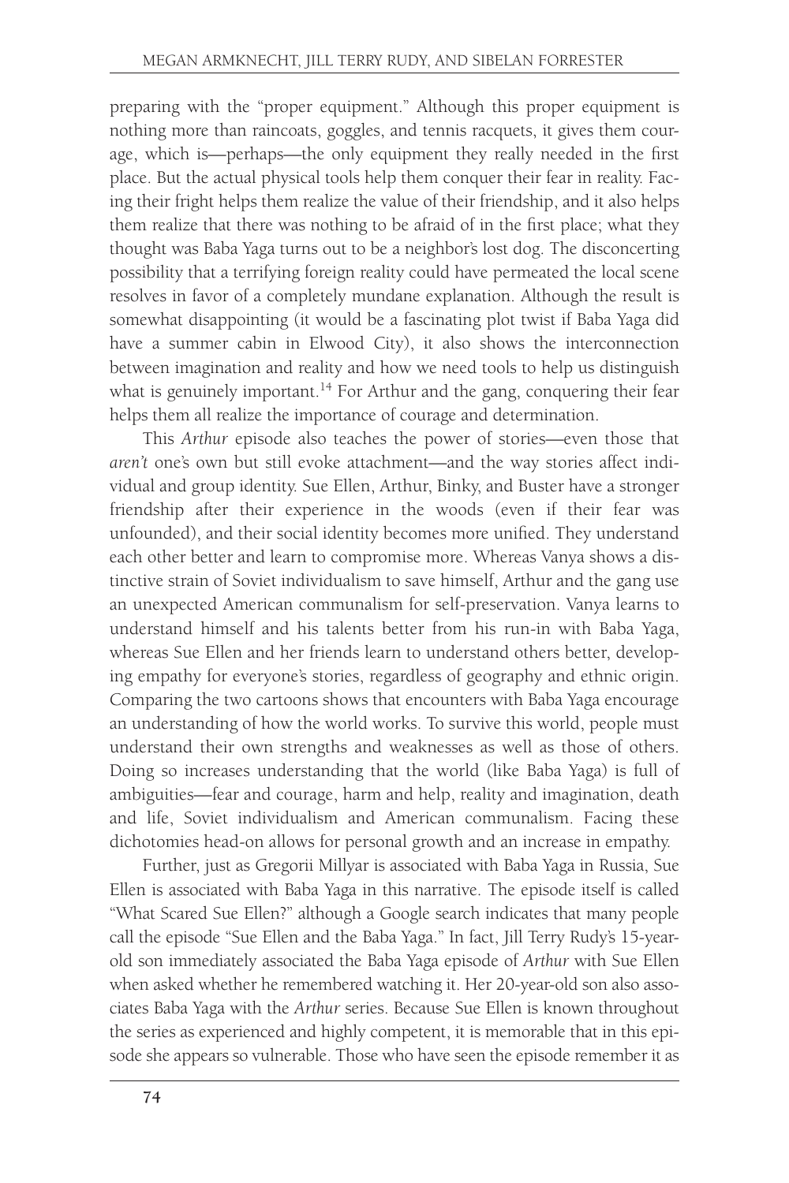preparing with the "proper equipment." Although this proper equipment is nothing more than raincoats, goggles, and tennis racquets, it gives them courage, which is—perhaps—the only equipment they really needed in the first place. But the actual physical tools help them conquer their fear in reality. Facing their fright helps them realize the value of their friendship, and it also helps them realize that there was nothing to be afraid of in the first place; what they thought was Baba Yaga turns out to be a neighbor's lost dog. The disconcerting possibility that a terrifying foreign reality could have permeated the local scene resolves in favor of a completely mundane explanation. Although the result is somewhat disappointing (it would be a fascinating plot twist if Baba Yaga did have a summer cabin in Elwood City), it also shows the interconnection between imagination and reality and how we need tools to help us distinguish what is genuinely important.[14] For Arthur and the gang, conquering their fear helps them all realize the importance of courage and determination.

This *Arthur* episode also teaches the power of stories—even those that *aren't* one's own but still evoke attachment—and the way stories affect individual and group identity. Sue Ellen, Arthur, Binky, and Buster have a stronger friendship after their experience in the woods (even if their fear was unfounded), and their social identity becomes more unified. They understand each other better and learn to compromise more. Whereas Vanya shows a distinctive strain of Soviet individualism to save himself, Arthur and the gang use an unexpected American communalism for self-preservation. Vanya learns to understand himself and his talents better from his run-in with Baba Yaga, whereas Sue Ellen and her friends learn to understand others better, developing empathy for everyone's stories, regardless of geography and ethnic origin. Comparing the two cartoons shows that encounters with Baba Yaga encourage an understanding of how the world works. To survive this world, people must understand their own strengths and weaknesses as well as those of others. Doing so increases understanding that the world (like Baba Yaga) is full of ambiguities—fear and courage, harm and help, reality and imagination, death and life, Soviet individualism and American communalism. Facing these dichotomies head-on allows for personal growth and an increase in empathy.

Further, just as Gregorii Millyar is associated with Baba Yaga in Russia, Sue Ellen is associated with Baba Yaga in this narrative. The episode itself is called "What Scared Sue Ellen?" although a Google search indicates that many people call the episode "Sue Ellen and the Baba Yaga." In fact, Jill Terry Rudy's 15-year-old son immediately associated the Baba Yaga episode of *Arthur* with Sue Ellen when asked whether he remembered watching it. Her 20-year-old son also associates Baba Yaga with the *Arthur* series. Because Sue Ellen is known throughout the series as experienced and highly competent, it is memorable that in this episode she appears so vulnerable. Those who have seen the episode remember it as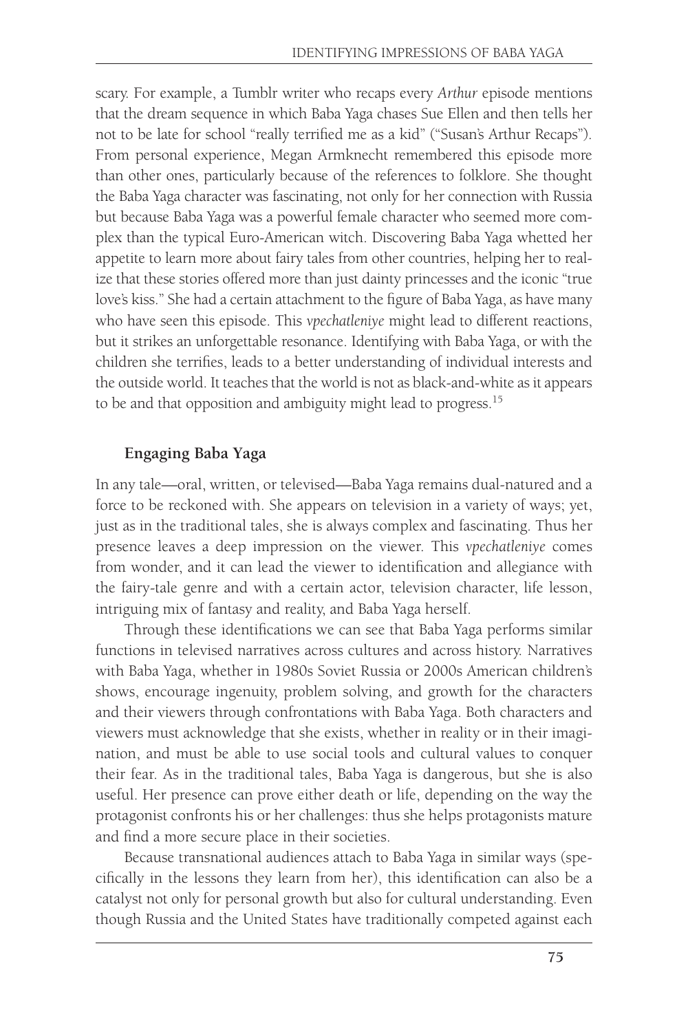scary. For example, a Tumblr writer who recaps every *Arthur* episode mentions that the dream sequence in which Baba Yaga chases Sue Ellen and then tells her not to be late for school "really terrified me as a kid" ("Susan's Arthur Recaps"). From personal experience, Megan Armknecht remembered this episode more than other ones, particularly because of the references to folklore. She thought the Baba Yaga character was fascinating, not only for her connection with Russia but because Baba Yaga was a powerful female character who seemed more complex than the typical Euro-American witch. Discovering Baba Yaga whetted her appetite to learn more about fairy tales from other countries, helping her to realize that these stories offered more than just dainty princesses and the iconic "true love's kiss." She had a certain attachment to the figure of Baba Yaga, as have many who have seen this episode. This *vpechatleniye* might lead to different reactions, but it strikes an unforgettable resonance. Identifying with Baba Yaga, or with the children she terrifies, leads to a better understanding of individual interests and the outside world. It teaches that the world is not as black-and-white as it appears to be and that opposition and ambiguity might lead to progress.[15]

## Engaging Baba Yaga

In any tale—oral, written, or televised—Baba Yaga remains dual-natured and a force to be reckoned with. She appears on television in a variety of ways; yet, just as in the traditional tales, she is always complex and fascinating. Thus her presence leaves a deep impression on the viewer. This *vpechatleniye* comes from wonder, and it can lead the viewer to identification and allegiance with the fairy-tale genre and with a certain actor, television character, life lesson, intriguing mix of fantasy and reality, and Baba Yaga herself.

Through these identifications we can see that Baba Yaga performs similar functions in televised narratives across cultures and across history. Narratives with Baba Yaga, whether in 1980s Soviet Russia or 2000s American children's shows, encourage ingenuity, problem solving, and growth for the characters and their viewers through confrontations with Baba Yaga. Both characters and viewers must acknowledge that she exists, whether in reality or in their imagination, and must be able to use social tools and cultural values to conquer their fear. As in the traditional tales, Baba Yaga is dangerous, but she is also useful. Her presence can prove either death or life, depending on the way the protagonist confronts his or her challenges: thus she helps protagonists mature and find a more secure place in their societies.

Because transnational audiences attach to Baba Yaga in similar ways (specifically in the lessons they learn from her), this identification can also be a catalyst not only for personal growth but also for cultural understanding. Even though Russia and the United States have traditionally competed against each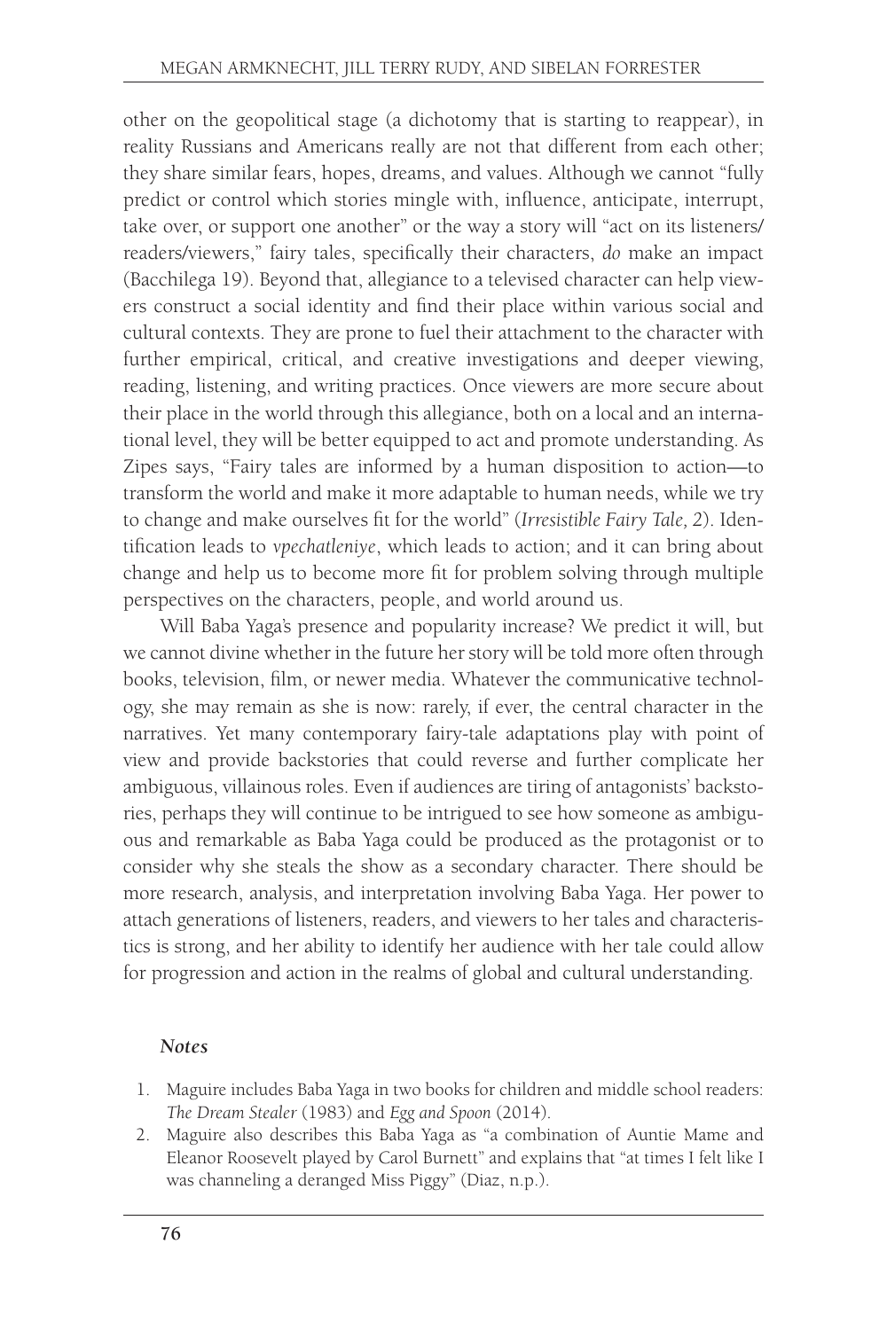other on the geopolitical stage (a dichotomy that is starting to reappear), in reality Russians and Americans really are not that different from each other; they share similar fears, hopes, dreams, and values. Although we cannot "fully predict or control which stories mingle with, influence, anticipate, interrupt, take over, or support one another" or the way a story will "act on its listeners/readers/viewers," fairy tales, specifically their characters, *do* make an impact (Bacchilega 19). Beyond that, allegiance to a televised character can help viewers construct a social identity and find their place within various social and cultural contexts. They are prone to fuel their attachment to the character with further empirical, critical, and creative investigations and deeper viewing, reading, listening, and writing practices. Once viewers are more secure about their place in the world through this allegiance, both on a local and an international level, they will be better equipped to act and promote understanding. As Zipes says, "Fairy tales are informed by a human disposition to action—to transform the world and make it more adaptable to human needs, while we try to change and make ourselves fit for the world" (*Irresistible Fairy Tale,* 2). Identification leads to *vpechatleniye*, which leads to action; and it can bring about change and help us to become more fit for problem solving through multiple perspectives on the characters, people, and world around us.

Will Baba Yaga's presence and popularity increase? We predict it will, but we cannot divine whether in the future her story will be told more often through books, television, film, or newer media. Whatever the communicative technology, she may remain as she is now: rarely, if ever, the central character in the narratives. Yet many contemporary fairy-tale adaptations play with point of view and provide backstories that could reverse and further complicate her ambiguous, villainous roles. Even if audiences are tiring of antagonists' backstories, perhaps they will continue to be intrigued to see how someone as ambiguous and remarkable as Baba Yaga could be produced as the protagonist or to consider why she steals the show as a secondary character. There should be more research, analysis, and interpretation involving Baba Yaga. Her power to attach generations of listeners, readers, and viewers to her tales and characteristics is strong, and her ability to identify her audience with her tale could allow for progression and action in the realms of global and cultural understanding.

### *Notes*

1. Maguire includes Baba Yaga in two books for children and middle school readers: *The Dream Stealer* (1983) and *Egg and Spoon* (2014).
2. Maguire also describes this Baba Yaga as "a combination of Auntie Mame and Eleanor Roosevelt played by Carol Burnett" and explains that "at times I felt like I was channeling a deranged Miss Piggy" (Diaz, n.p.).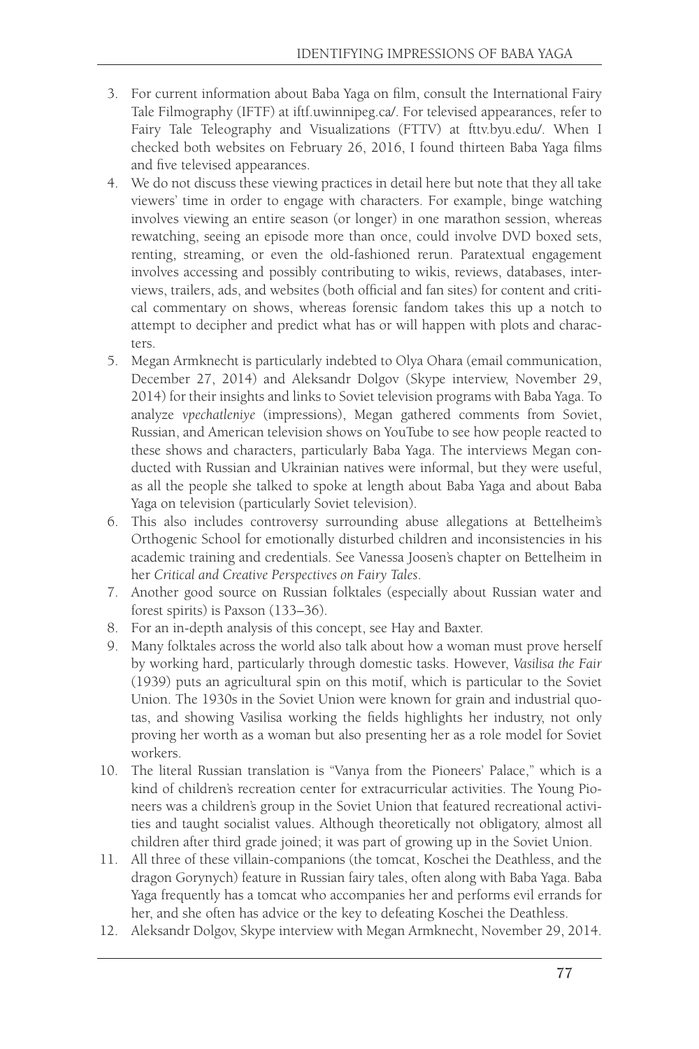3. For current information about Baba Yaga on film, consult the International Fairy Tale Filmography (IFTF) at iftf.uwinnipeg.ca/. For televised appearances, refer to Fairy Tale Teleography and Visualizations (FTTV) at fttv.byu.edu/. When I checked both websites on February 26, 2016, I found thirteen Baba Yaga films and five televised appearances.
4. We do not discuss these viewing practices in detail here but note that they all take viewers' time in order to engage with characters. For example, binge watching involves viewing an entire season (or longer) in one marathon session, whereas rewatching, seeing an episode more than once, could involve DVD boxed sets, renting, streaming, or even the old-fashioned rerun. Paratextual engagement involves accessing and possibly contributing to wikis, reviews, databases, interviews, trailers, ads, and websites (both official and fan sites) for content and critical commentary on shows, whereas forensic fandom takes this up a notch to attempt to decipher and predict what has or will happen with plots and characters.
5. Megan Armknecht is particularly indebted to Olya Ohara (email communication, December 27, 2014) and Aleksandr Dolgov (Skype interview, November 29, 2014) for their insights and links to Soviet television programs with Baba Yaga. To analyze *vpechatleniye* (impressions), Megan gathered comments from Soviet, Russian, and American television shows on YouTube to see how people reacted to these shows and characters, particularly Baba Yaga. The interviews Megan conducted with Russian and Ukrainian natives were informal, but they were useful, as all the people she talked to spoke at length about Baba Yaga and about Baba Yaga on television (particularly Soviet television).
6. This also includes controversy surrounding abuse allegations at Bettelheim's Orthogenic School for emotionally disturbed children and inconsistencies in his academic training and credentials. See Vanessa Joosen's chapter on Bettelheim in her *Critical and Creative Perspectives on Fairy Tales*.
7. Another good source on Russian folktales (especially about Russian water and forest spirits) is Paxson (133–36).
8. For an in-depth analysis of this concept, see Hay and Baxter.
9. Many folktales across the world also talk about how a woman must prove herself by working hard, particularly through domestic tasks. However, *Vasilisa the Fair* (1939) puts an agricultural spin on this motif, which is particular to the Soviet Union. The 1930s in the Soviet Union were known for grain and industrial quotas, and showing Vasilisa working the fields highlights her industry, not only proving her worth as a woman but also presenting her as a role model for Soviet workers.
10. The literal Russian translation is "Vanya from the Pioneers' Palace," which is a kind of children's recreation center for extracurricular activities. The Young Pioneers was a children's group in the Soviet Union that featured recreational activities and taught socialist values. Although theoretically not obligatory, almost all children after third grade joined; it was part of growing up in the Soviet Union.
11. All three of these villain-companions (the tomcat, Koschei the Deathless, and the dragon Gorynych) feature in Russian fairy tales, often along with Baba Yaga. Baba Yaga frequently has a tomcat who accompanies her and performs evil errands for her, and she often has advice or the key to defeating Koschei the Deathless.
12. Aleksandr Dolgov, Skype interview with Megan Armknecht, November 29, 2014.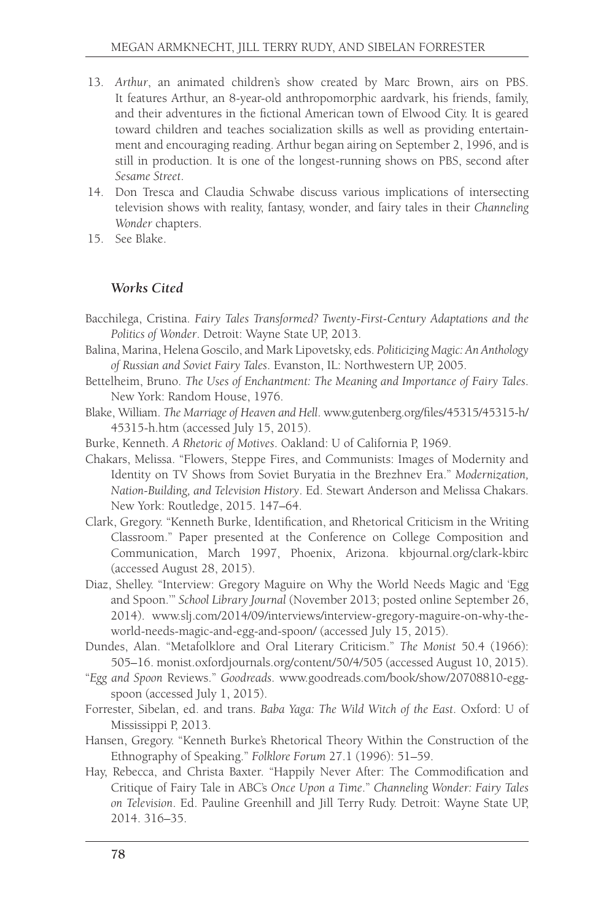13. *Arthur*, an animated children's show created by Marc Brown, airs on PBS. It features Arthur, an 8-year-old anthropomorphic aardvark, his friends, family, and their adventures in the fictional American town of Elwood City. It is geared toward children and teaches socialization skills as well as providing entertainment and encouraging reading. Arthur began airing on September 2, 1996, and is still in production. It is one of the longest-running shows on PBS, second after *Sesame Street*.
14. Don Tresca and Claudia Schwabe discuss various implications of intersecting television shows with reality, fantasy, wonder, and fairy tales in their *Channeling Wonder* chapters.
15. See Blake.

### *Works Cited*

Bacchilega, Cristina. *Fairy Tales Transformed? Twenty-First-Century Adaptations and the Politics of Wonder*. Detroit: Wayne State UP, 2013.

Balina, Marina, Helena Goscilo, and Mark Lipovetsky, eds. *Politicizing Magic: An Anthology of Russian and Soviet Fairy Tales*. Evanston, IL: Northwestern UP, 2005.

Bettelheim, Bruno. *The Uses of Enchantment: The Meaning and Importance of Fairy Tales*. New York: Random House, 1976.

Blake, William. *The Marriage of Heaven and Hell*. www.gutenberg.org/files/45315/45315-h/45315-h.htm (accessed July 15, 2015).

Burke, Kenneth. *A Rhetoric of Motives*. Oakland: U of California P, 1969.

Chakars, Melissa. "Flowers, Steppe Fires, and Communists: Images of Modernity and Identity on TV Shows from Soviet Buryatia in the Brezhnev Era." *Modernization, Nation-Building, and Television History*. Ed. Stewart Anderson and Melissa Chakars. New York: Routledge, 2015. 147–64.

Clark, Gregory. "Kenneth Burke, Identification, and Rhetorical Criticism in the Writing Classroom." Paper presented at the Conference on College Composition and Communication, March 1997, Phoenix, Arizona. kbjournal.org/clark-kbirc (accessed August 28, 2015).

Diaz, Shelley. "Interview: Gregory Maguire on Why the World Needs Magic and 'Egg and Spoon.'" *School Library Journal* (November 2013; posted online September 26, 2014). www.slj.com/2014/09/interviews/interview-gregory-maguire-on-why-the-world-needs-magic-and-egg-and-spoon/ (accessed July 15, 2015).

Dundes, Alan. "Metafolklore and Oral Literary Criticism." *The Monist* 50.4 (1966): 505–16. monist.oxfordjournals.org/content/50/4/505 (accessed August 10, 2015).

"*Egg and Spoon* Reviews." *Goodreads*. www.goodreads.com/book/show/20708810-egg-spoon (accessed July 1, 2015).

Forrester, Sibelan, ed. and trans. *Baba Yaga: The Wild Witch of the East*. Oxford: U of Mississippi P, 2013.

Hansen, Gregory. "Kenneth Burke's Rhetorical Theory Within the Construction of the Ethnography of Speaking." *Folklore Forum* 27.1 (1996): 51–59.

Hay, Rebecca, and Christa Baxter. "Happily Never After: The Commodification and Critique of Fairy Tale in ABC's *Once Upon a Time*." *Channeling Wonder: Fairy Tales on Television*. Ed. Pauline Greenhill and Jill Terry Rudy. Detroit: Wayne State UP, 2014. 316–35.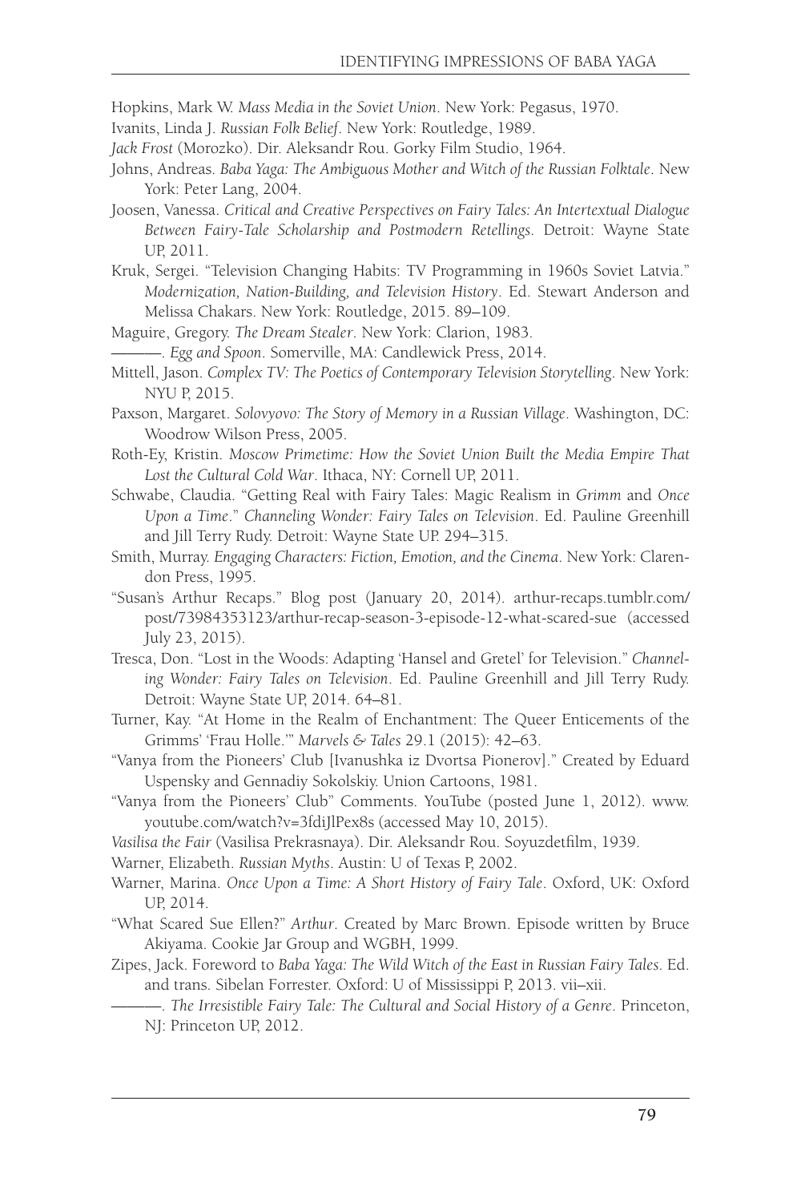Hopkins, Mark W. *Mass Media in the Soviet Union*. New York: Pegasus, 1970.

Ivanits, Linda J. *Russian Folk Belief*. New York: Routledge, 1989.

*Jack Frost* (Morozko). Dir. Aleksandr Rou. Gorky Film Studio, 1964.

Johns, Andreas. *Baba Yaga: The Ambiguous Mother and Witch of the Russian Folktale*. New York: Peter Lang, 2004.

Joosen, Vanessa. *Critical and Creative Perspectives on Fairy Tales: An Intertextual Dialogue Between Fairy-Tale Scholarship and Postmodern Retellings*. Detroit: Wayne State UP, 2011.

Kruk, Sergei. "Television Changing Habits: TV Programming in 1960s Soviet Latvia." *Modernization, Nation-Building, and Television History*. Ed. Stewart Anderson and Melissa Chakars. New York: Routledge, 2015. 89–109.

Maguire, Gregory. *The Dream Stealer*. New York: Clarion, 1983.

———. *Egg and Spoon*. Somerville, MA: Candlewick Press, 2014.

Mittell, Jason. *Complex TV: The Poetics of Contemporary Television Storytelling*. New York: NYU P, 2015.

Paxson, Margaret. *Solovyovo: The Story of Memory in a Russian Village*. Washington, DC: Woodrow Wilson Press, 2005.

Roth-Ey, Kristin. *Moscow Primetime: How the Soviet Union Built the Media Empire That Lost the Cultural Cold War*. Ithaca, NY: Cornell UP, 2011.

Schwabe, Claudia. "Getting Real with Fairy Tales: Magic Realism in *Grimm* and *Once Upon a Time*." *Channeling Wonder: Fairy Tales on Television*. Ed. Pauline Greenhill and Jill Terry Rudy. Detroit: Wayne State UP. 294–315.

Smith, Murray. *Engaging Characters: Fiction, Emotion, and the Cinema*. New York: Clarendon Press, 1995.

"Susan's Arthur Recaps." Blog post (January 20, 2014). arthur-recaps.tumblr.com/post/73984353123/arthur-recap-season-3-episode-12-what-scared-sue (accessed July 23, 2015).

Tresca, Don. "Lost in the Woods: Adapting 'Hansel and Gretel' for Television." *Channeling Wonder: Fairy Tales on Television*. Ed. Pauline Greenhill and Jill Terry Rudy. Detroit: Wayne State UP, 2014. 64–81.

Turner, Kay. "At Home in the Realm of Enchantment: The Queer Enticements of the Grimms' 'Frau Holle.'" *Marvels & Tales* 29.1 (2015): 42–63.

"Vanya from the Pioneers' Club [Ivanushka iz Dvortsa Pionerov]." Created by Eduard Uspensky and Gennadiy Sokolskiy. Union Cartoons, 1981.

"Vanya from the Pioneers' Club" Comments. YouTube (posted June 1, 2012). www.youtube.com/watch?v=3fdiJlPex8s (accessed May 10, 2015).

*Vasilisa the Fair* (Vasilisa Prekrasnaya). Dir. Aleksandr Rou. Soyuzdetfilm, 1939.

Warner, Elizabeth. *Russian Myths*. Austin: U of Texas P, 2002.

Warner, Marina. *Once Upon a Time: A Short History of Fairy Tale*. Oxford, UK: Oxford UP, 2014.

"What Scared Sue Ellen?" *Arthur*. Created by Marc Brown. Episode written by Bruce Akiyama. Cookie Jar Group and WGBH, 1999.

Zipes, Jack. Foreword to *Baba Yaga: The Wild Witch of the East in Russian Fairy Tales*. Ed. and trans. Sibelan Forrester. Oxford: U of Mississippi P, 2013. vii–xii.

———. *The Irresistible Fairy Tale: The Cultural and Social History of a Genre*. Princeton, NJ: Princeton UP, 2012.